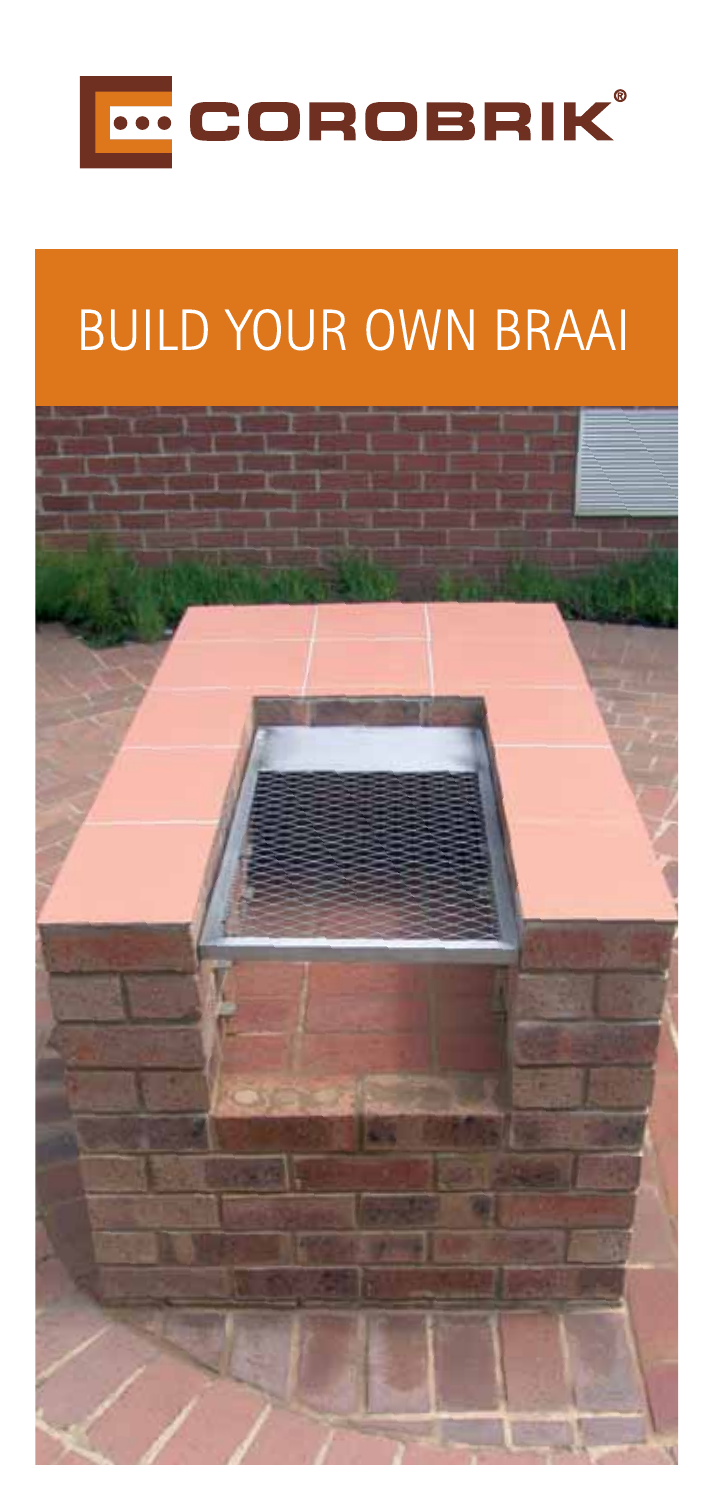COROBRIK®

# BUILD YOUR OWN BRAAI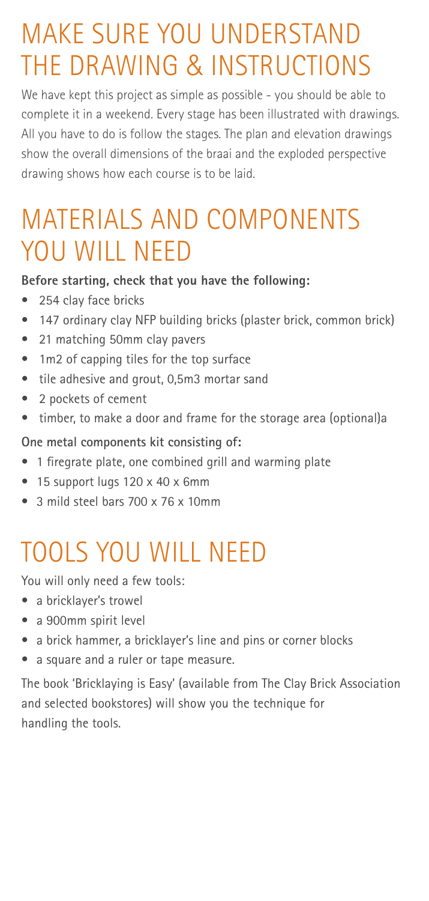# MAKE SURE YOU UNDERSTAND THE DRAWING & INSTRUCTIONS

We have kept this project as simple as possible - you should be able to complete it in a weekend. Every stage has been illustrated with drawings. All you have to do is follow the stages. The plan and elevation drawings show the overall dimensions of the braai and the exploded perspective drawing shows how each course is to be laid.

# MATERIALS AND COMPONENTS YOU WILL NEED

**Before starting, check that you have the following:**

- 254 clay face bricks
- 147 ordinary clay NFP building bricks (plaster brick, common brick)
- 21 matching 50mm clay pavers
- 1m2 of capping tiles for the top surface
- tile adhesive and grout, 0,5m3 mortar sand
- 2 pockets of cement
- timber, to make a door and frame for the storage area (optional)a

**One metal components kit consisting of:**

- 1 firegrate plate, one combined grill and warming plate
- 15 support lugs 120 x 40 x 6mm
- 3 mild steel bars 700 x 76 x 10mm

# TOOLS YOU WILL NEED

You will only need a few tools:

- a bricklayer's trowel
- a 900mm spirit level
- a brick hammer, a bricklayer's line and pins or corner blocks
- a square and a ruler or tape measure.

The book 'Bricklaying is Easy' (available from The Clay Brick Association and selected bookstores) will show you the technique for handling the tools.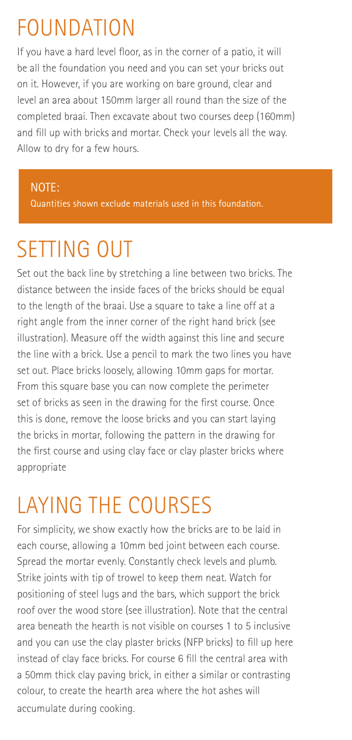# FOUNDATION

If you have a hard level floor, as in the corner of a patio, it will be all the foundation you need and you can set your bricks out on it. However, if you are working on bare ground, clear and level an area about 150mm larger all round than the size of the completed braai. Then excavate about two courses deep (160mm) and fill up with bricks and mortar. Check your levels all the way. Allow to dry for a few hours.

**NOTE:**
Quantities shown exclude materials used in this foundation.

# SETTING OUT

Set out the back line by stretching a line between two bricks. The distance between the inside faces of the bricks should be equal to the length of the braai. Use a square to take a line off at a right angle from the inner corner of the right hand brick (see illustration). Measure off the width against this line and secure the line with a brick. Use a pencil to mark the two lines you have set out. Place bricks loosely, allowing 10mm gaps for mortar. From this square base you can now complete the perimeter set of bricks as seen in the drawing for the first course. Once this is done, remove the loose bricks and you can start laying the bricks in mortar, following the pattern in the drawing for the first course and using clay face or clay plaster bricks where appropriate

# LAYING THE COURSES

For simplicity, we show exactly how the bricks are to be laid in each course, allowing a 10mm bed joint between each course. Spread the mortar evenly. Constantly check levels and plumb. Strike joints with tip of trowel to keep them neat. Watch for positioning of steel lugs and the bars, which support the brick roof over the wood store (see illustration). Note that the central area beneath the hearth is not visible on courses 1 to 5 inclusive and you can use the clay plaster bricks (NFP bricks) to fill up here instead of clay face bricks. For course 6 fill the central area with a 50mm thick clay paving brick, in either a similar or contrasting colour, to create the hearth area where the hot ashes will accumulate during cooking.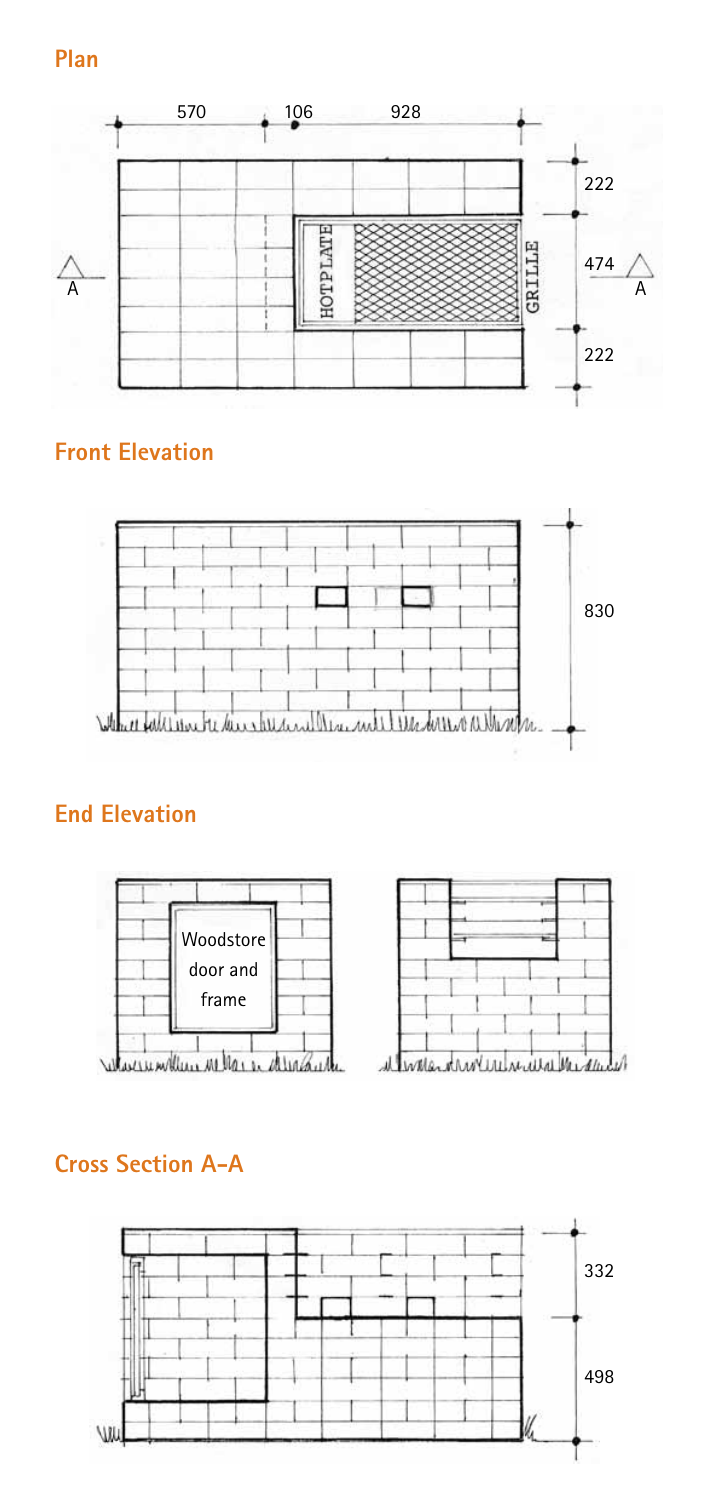## Plan

570 106 928

222

474

222

HOTPLATE

GRILLE

A A

## Front Elevation

830

## End Elevation

Woodstore door and frame

## Cross Section A-A

332

498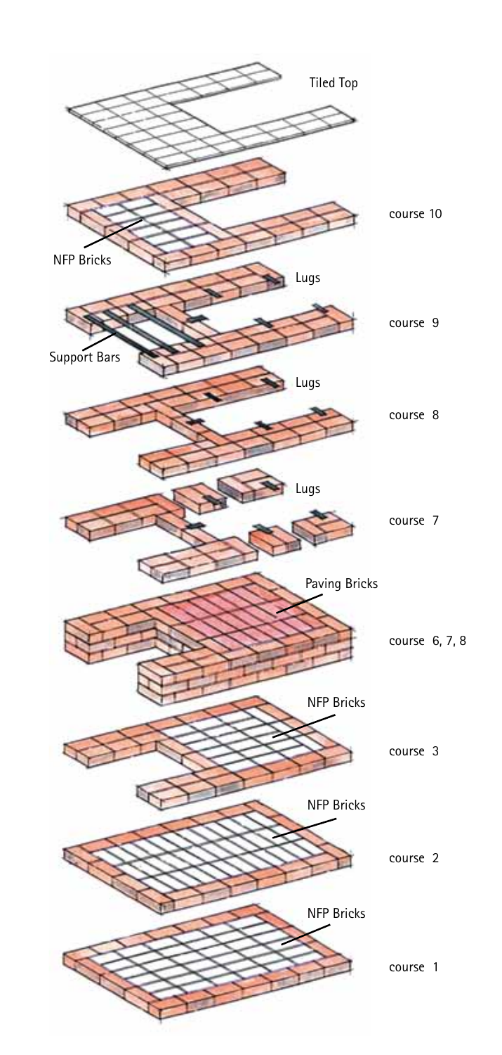Tiled Top

course 10

NFP Bricks

Lugs

course 9

Support Bars

Lugs

course 8

Lugs

course 7

Paving Bricks

course 6, 7, 8

NFP Bricks

course 3

NFP Bricks

course 2

NFP Bricks

course 1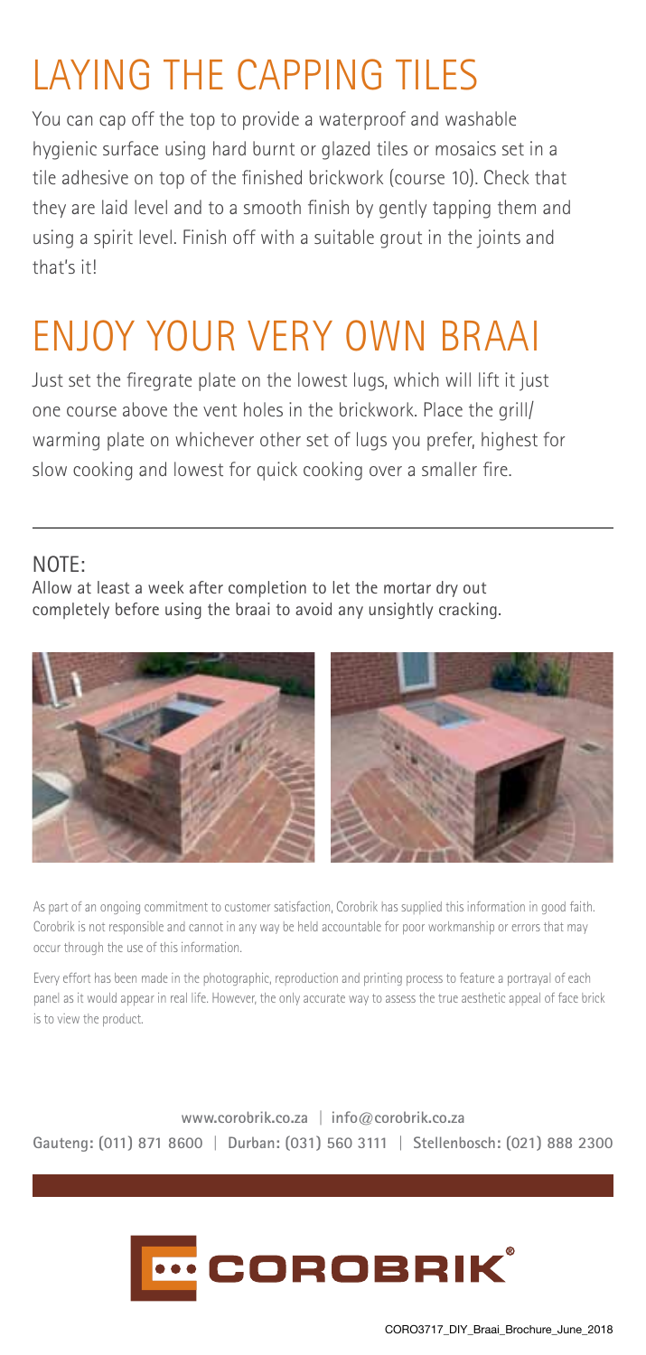## LAYING THE CAPPING TILES

You can cap off the top to provide a waterproof and washable hygienic surface using hard burnt or glazed tiles or mosaics set in a tile adhesive on top of the finished brickwork (course 10). Check that they are laid level and to a smooth finish by gently tapping them and using a spirit level. Finish off with a suitable grout in the joints and that's it!

## ENJOY YOUR VERY OWN BRAAI

Just set the firegrate plate on the lowest lugs, which will lift it just one course above the vent holes in the brickwork. Place the grill/ warming plate on whichever other set of lugs you prefer, highest for slow cooking and lowest for quick cooking over a smaller fire.

---

NOTE:
Allow at least a week after completion to let the mortar dry out completely before using the braai to avoid any unsightly cracking.

As part of an ongoing commitment to customer satisfaction, Corobrik has supplied this information in good faith. Corobrik is not responsible and cannot in any way be held accountable for poor workmanship or errors that may occur through the use of this information.

Every effort has been made in the photographic, reproduction and printing process to feature a portrayal of each panel as it would appear in real life. However, the only accurate way to assess the true aesthetic appeal of face brick is to view the product.

www.corobrik.co.za | info@corobrik.co.za
Gauteng: (011) 871 8600 | Durban: (031) 560 3111 | Stellenbosch: (021) 888 2300

COROBRIK®

CORO3717_DIY_Braai_Brochure_June_2018